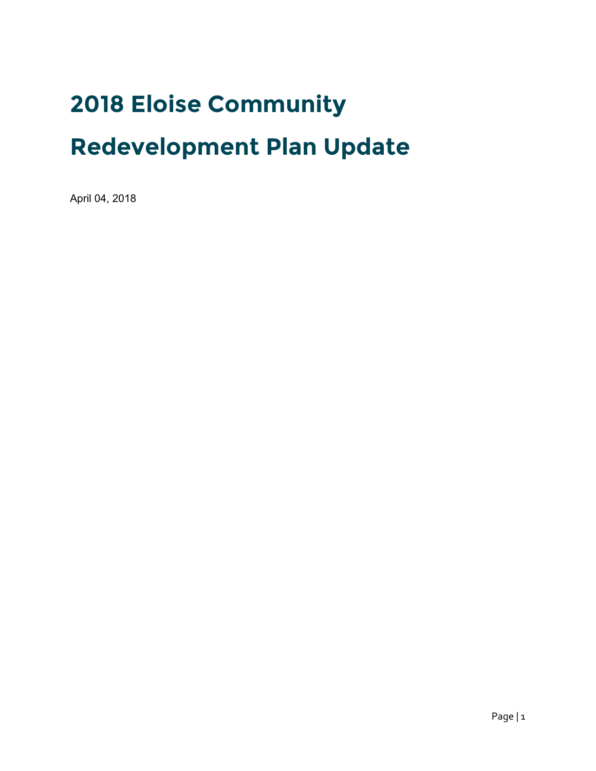# 2018 Eloise Community Redevelopment Plan Update

April 04, 2018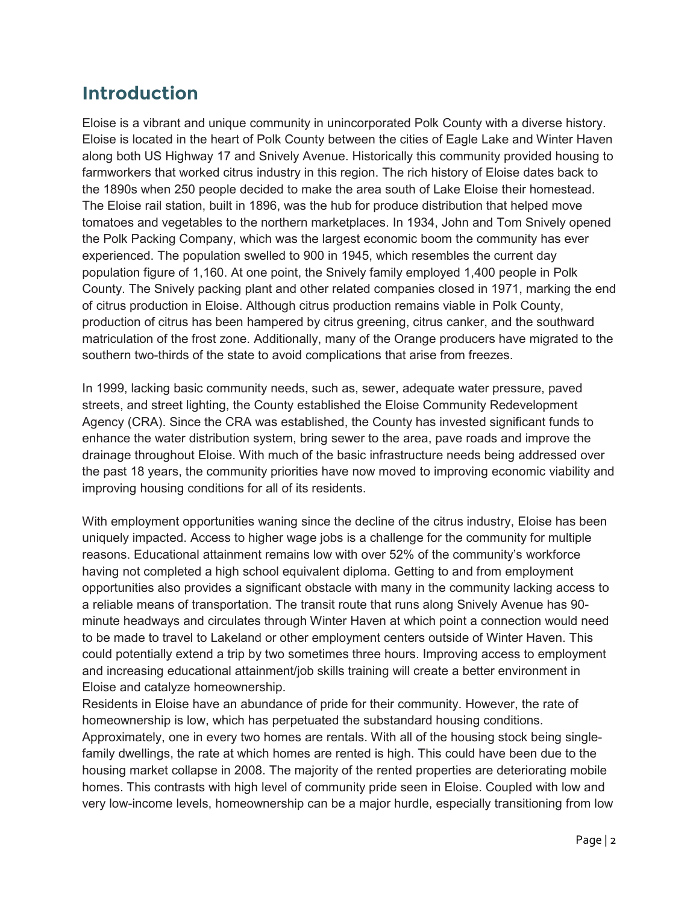## Introduction

Eloise is a vibrant and unique community in unincorporated Polk County with a diverse history. Eloise is located in the heart of Polk County between the cities of Eagle Lake and Winter Haven along both US Highway 17 and Snively Avenue. Historically this community provided housing to farmworkers that worked citrus industry in this region. The rich history of Eloise dates back to the 1890s when 250 people decided to make the area south of Lake Eloise their homestead. The Eloise rail station, built in 1896, was the hub for produce distribution that helped move tomatoes and vegetables to the northern marketplaces. In 1934, John and Tom Snively opened the Polk Packing Company, which was the largest economic boom the community has ever experienced. The population swelled to 900 in 1945, which resembles the current day population figure of 1,160. At one point, the Snively family employed 1,400 people in Polk County. The Snively packing plant and other related companies closed in 1971, marking the end of citrus production in Eloise. Although citrus production remains viable in Polk County, production of citrus has been hampered by citrus greening, citrus canker, and the southward matriculation of the frost zone. Additionally, many of the Orange producers have migrated to the southern two-thirds of the state to avoid complications that arise from freezes.

In 1999, lacking basic community needs, such as, sewer, adequate water pressure, paved streets, and street lighting, the County established the Eloise Community Redevelopment Agency (CRA). Since the CRA was established, the County has invested significant funds to enhance the water distribution system, bring sewer to the area, pave roads and improve the drainage throughout Eloise. With much of the basic infrastructure needs being addressed over the past 18 years, the community priorities have now moved to improving economic viability and improving housing conditions for all of its residents.

With employment opportunities waning since the decline of the citrus industry, Eloise has been uniquely impacted. Access to higher wage jobs is a challenge for the community for multiple reasons. Educational attainment remains low with over 52% of the community's workforce having not completed a high school equivalent diploma. Getting to and from employment opportunities also provides a significant obstacle with many in the community lacking access to a reliable means of transportation. The transit route that runs along Snively Avenue has 90-minute headways and circulates through Winter Haven at which point a connection would need to be made to travel to Lakeland or other employment centers outside of Winter Haven. This could potentially extend a trip by two sometimes three hours. Improving access to employment and increasing educational attainment/job skills training will create a better environment in Eloise and catalyze homeownership.

Residents in Eloise have an abundance of pride for their community. However, the rate of homeownership is low, which has perpetuated the substandard housing conditions. Approximately, one in every two homes are rentals. With all of the housing stock being single-family dwellings, the rate at which homes are rented is high. This could have been due to the housing market collapse in 2008. The majority of the rented properties are deteriorating mobile homes. This contrasts with high level of community pride seen in Eloise. Coupled with low and very low-income levels, homeownership can be a major hurdle, especially transitioning from low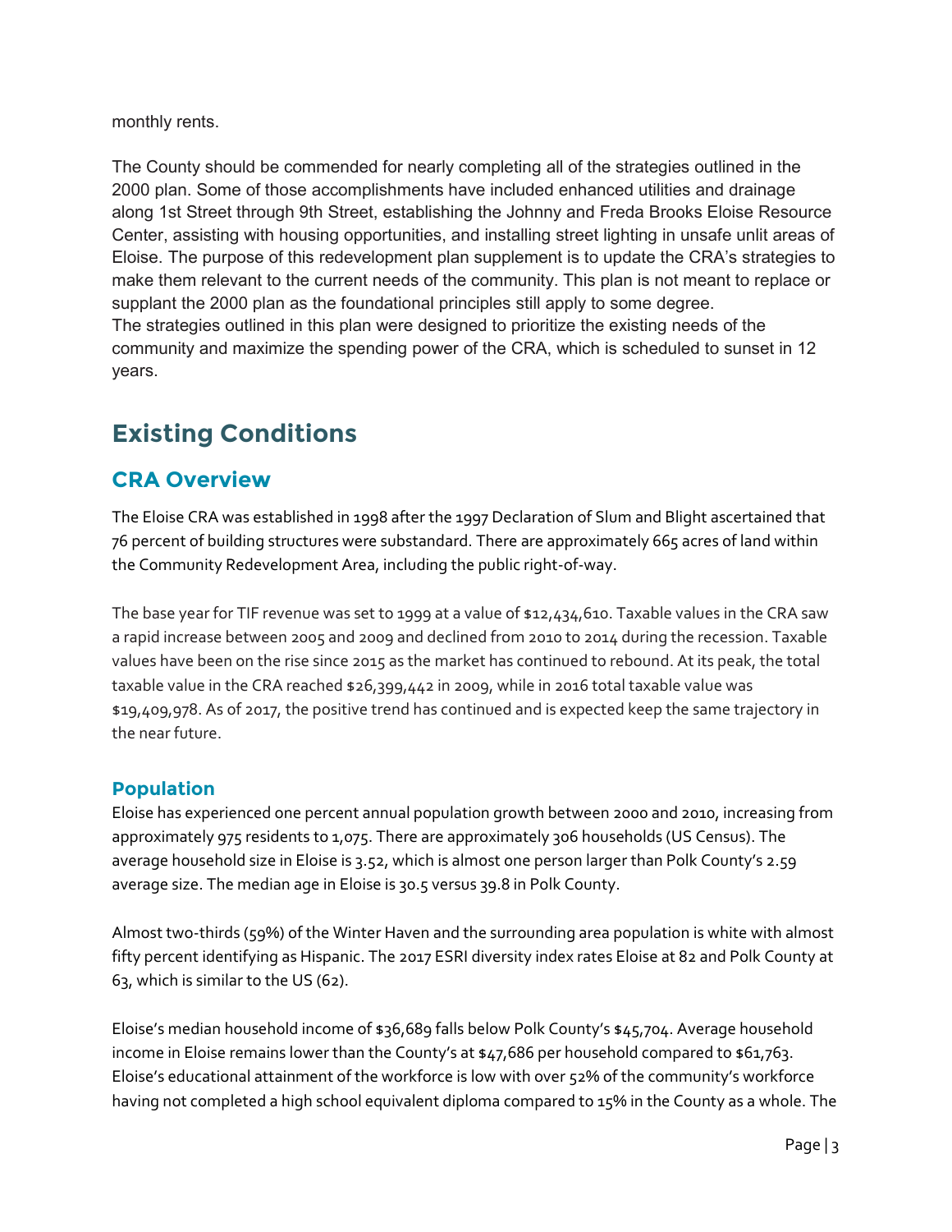monthly rents.

The County should be commended for nearly completing all of the strategies outlined in the 2000 plan. Some of those accomplishments have included enhanced utilities and drainage along 1st Street through 9th Street, establishing the Johnny and Freda Brooks Eloise Resource Center, assisting with housing opportunities, and installing street lighting in unsafe unlit areas of Eloise. The purpose of this redevelopment plan supplement is to update the CRA's strategies to make them relevant to the current needs of the community. This plan is not meant to replace or supplant the 2000 plan as the foundational principles still apply to some degree.
The strategies outlined in this plan were designed to prioritize the existing needs of the community and maximize the spending power of the CRA, which is scheduled to sunset in 12 years.

# Existing Conditions

## CRA Overview

The Eloise CRA was established in 1998 after the 1997 Declaration of Slum and Blight ascertained that 76 percent of building structures were substandard. There are approximately 665 acres of land within the Community Redevelopment Area, including the public right-of-way.

The base year for TIF revenue was set to 1999 at a value of $12,434,610. Taxable values in the CRA saw a rapid increase between 2005 and 2009 and declined from 2010 to 2014 during the recession. Taxable values have been on the rise since 2015 as the market has continued to rebound. At its peak, the total taxable value in the CRA reached $26,399,442 in 2009, while in 2016 total taxable value was $19,409,978. As of 2017, the positive trend has continued and is expected keep the same trajectory in the near future.

### Population

Eloise has experienced one percent annual population growth between 2000 and 2010, increasing from approximately 975 residents to 1,075. There are approximately 306 households (US Census). The average household size in Eloise is 3.52, which is almost one person larger than Polk County's 2.59 average size. The median age in Eloise is 30.5 versus 39.8 in Polk County.

Almost two-thirds (59%) of the Winter Haven and the surrounding area population is white with almost fifty percent identifying as Hispanic. The 2017 ESRI diversity index rates Eloise at 82 and Polk County at 63, which is similar to the US (62).

Eloise's median household income of $36,689 falls below Polk County's $45,704. Average household income in Eloise remains lower than the County's at $47,686 per household compared to $61,763. Eloise's educational attainment of the workforce is low with over 52% of the community's workforce having not completed a high school equivalent diploma compared to 15% in the County as a whole. The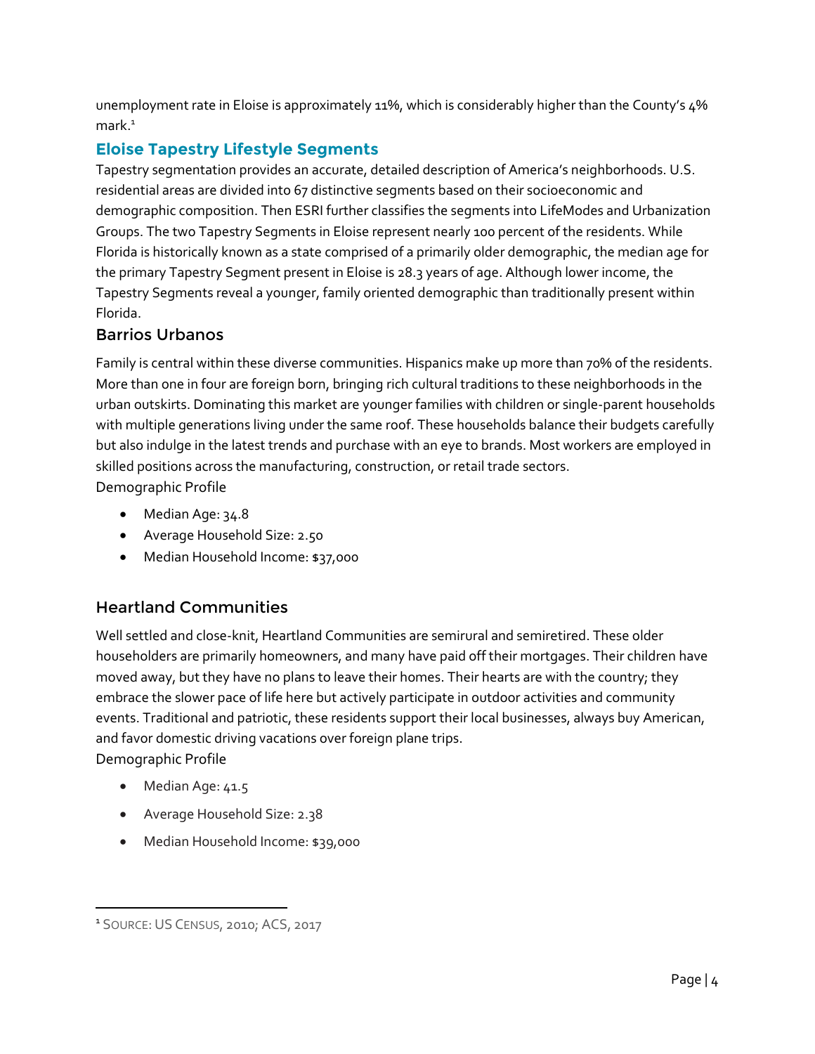unemployment rate in Eloise is approximately 11%, which is considerably higher than the County's 4% mark.[1]

## Eloise Tapestry Lifestyle Segments

Tapestry segmentation provides an accurate, detailed description of America's neighborhoods. U.S. residential areas are divided into 67 distinctive segments based on their socioeconomic and demographic composition. Then ESRI further classifies the segments into LifeModes and Urbanization Groups. The two Tapestry Segments in Eloise represent nearly 100 percent of the residents. While Florida is historically known as a state comprised of a primarily older demographic, the median age for the primary Tapestry Segment present in Eloise is 28.3 years of age. Although lower income, the Tapestry Segments reveal a younger, family oriented demographic than traditionally present within Florida.

### Barrios Urbanos

Family is central within these diverse communities. Hispanics make up more than 70% of the residents. More than one in four are foreign born, bringing rich cultural traditions to these neighborhoods in the urban outskirts. Dominating this market are younger families with children or single-parent households with multiple generations living under the same roof. These households balance their budgets carefully but also indulge in the latest trends and purchase with an eye to brands. Most workers are employed in skilled positions across the manufacturing, construction, or retail trade sectors.

Demographic Profile

- Median Age: 34.8
- Average Household Size: 2.50
- Median Household Income: $37,000

### Heartland Communities

Well settled and close-knit, Heartland Communities are semirural and semiretired. These older householders are primarily homeowners, and many have paid off their mortgages. Their children have moved away, but they have no plans to leave their homes. Their hearts are with the country; they embrace the slower pace of life here but actively participate in outdoor activities and community events. Traditional and patriotic, these residents support their local businesses, always buy American, and favor domestic driving vacations over foreign plane trips.

Demographic Profile

- Median Age: 41.5
- Average Household Size: 2.38
- Median Household Income: $39,000

---

[1] SOURCE: US CENSUS, 2010; ACS, 2017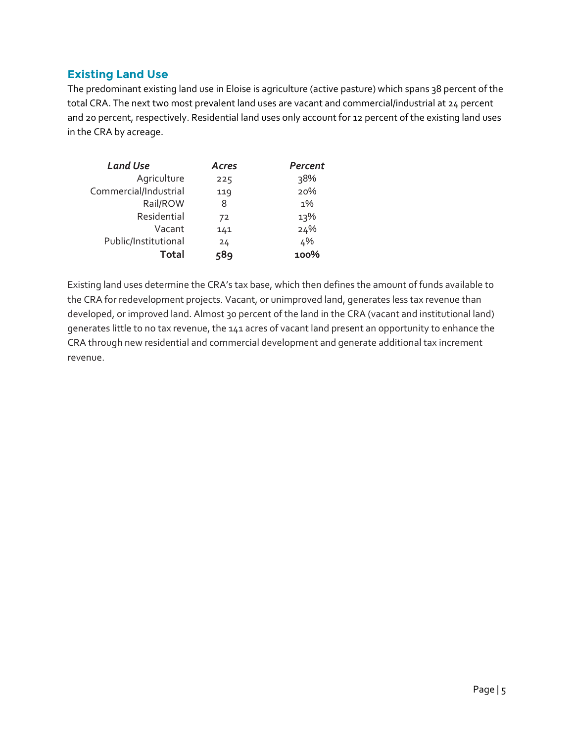## Existing Land Use

The predominant existing land use in Eloise is agriculture (active pasture) which spans 38 percent of the total CRA. The next two most prevalent land uses are vacant and commercial/industrial at 24 percent and 20 percent, respectively. Residential land uses only account for 12 percent of the existing land uses in the CRA by acreage.

| *Land Use* | *Acres* | *Percent* |
|---|---|---|
| Agriculture | 225 | 38% |
| Commercial/Industrial | 119 | 20% |
| Rail/ROW | 8 | 1% |
| Residential | 72 | 13% |
| Vacant | 141 | 24% |
| Public/Institutional | 24 | 4% |
| **Total** | **589** | **100%** |

Existing land uses determine the CRA's tax base, which then defines the amount of funds available to the CRA for redevelopment projects. Vacant, or unimproved land, generates less tax revenue than developed, or improved land. Almost 30 percent of the land in the CRA (vacant and institutional land) generates little to no tax revenue, the 141 acres of vacant land present an opportunity to enhance the CRA through new residential and commercial development and generate additional tax increment revenue.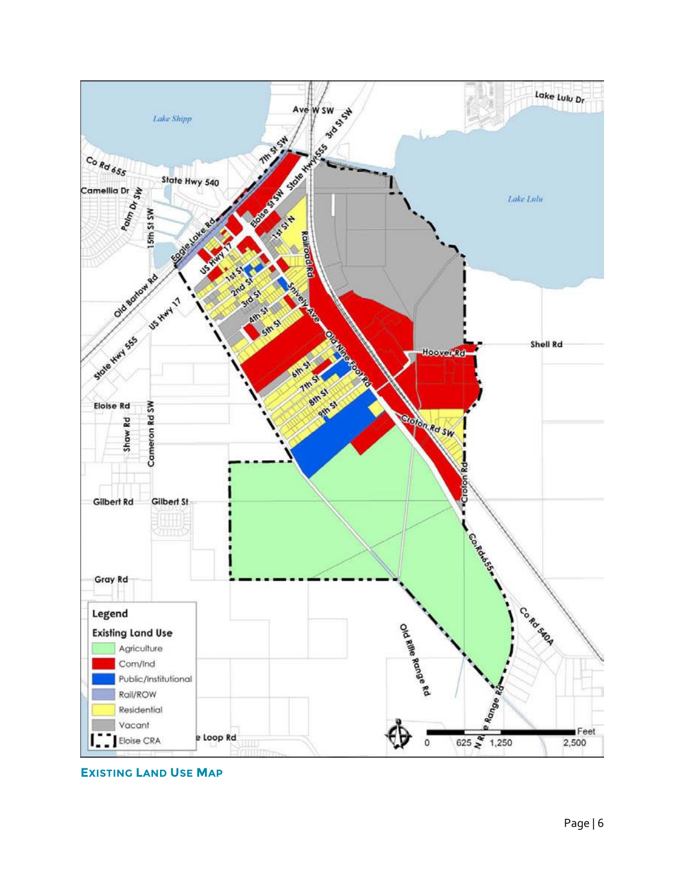**Existing Land Use Map**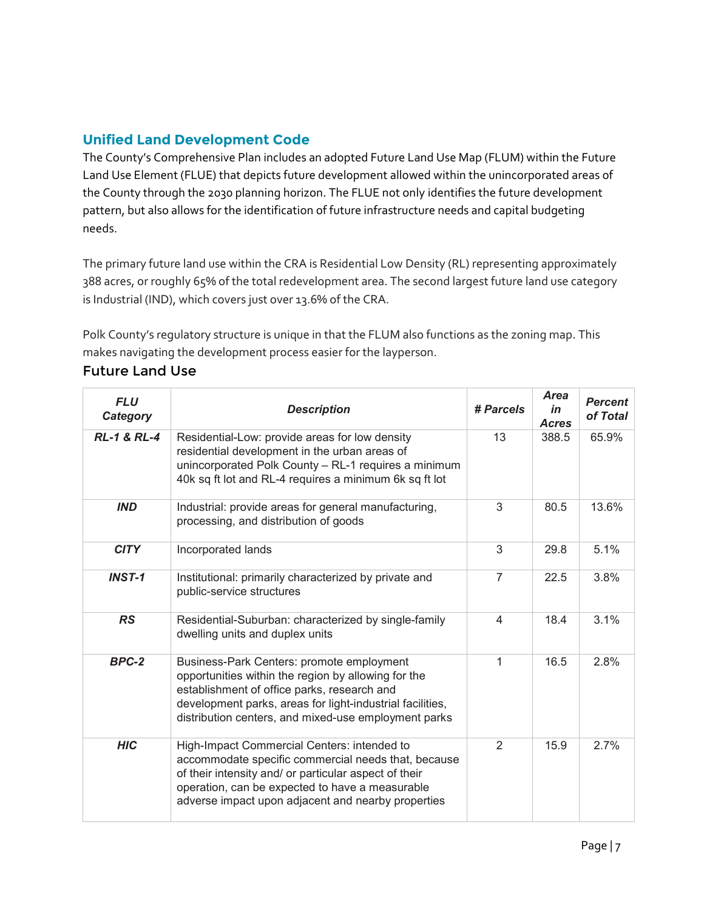## Unified Land Development Code

The County's Comprehensive Plan includes an adopted Future Land Use Map (FLUM) within the Future Land Use Element (FLUE) that depicts future development allowed within the unincorporated areas of the County through the 2030 planning horizon. The FLUE not only identifies the future development pattern, but also allows for the identification of future infrastructure needs and capital budgeting needs.

The primary future land use within the CRA is Residential Low Density (RL) representing approximately 388 acres, or roughly 65% of the total redevelopment area. The second largest future land use category is Industrial (IND), which covers just over 13.6% of the CRA.

Polk County's regulatory structure is unique in that the FLUM also functions as the zoning map. This makes navigating the development process easier for the layperson.

### Future Land Use

| ***FLU Category*** | ***Description*** | ***# Parcels*** | ***Area in Acres*** | ***Percent of Total*** |
|---|---|---|---|---|
| ***RL-1 & RL-4*** | Residential-Low: provide areas for low density residential development in the urban areas of unincorporated Polk County – RL-1 requires a minimum 40k sq ft lot and RL-4 requires a minimum 6k sq ft lot | 13 | 388.5 | 65.9% |
| ***IND*** | Industrial: provide areas for general manufacturing, processing, and distribution of goods | 3 | 80.5 | 13.6% |
| ***CITY*** | Incorporated lands | 3 | 29.8 | 5.1% |
| ***INST-1*** | Institutional: primarily characterized by private and public-service structures | 7 | 22.5 | 3.8% |
| ***RS*** | Residential-Suburban: characterized by single-family dwelling units and duplex units | 4 | 18.4 | 3.1% |
| ***BPC-2*** | Business-Park Centers: promote employment opportunities within the region by allowing for the establishment of office parks, research and development parks, areas for light-industrial facilities, distribution centers, and mixed-use employment parks | 1 | 16.5 | 2.8% |
| ***HIC*** | High-Impact Commercial Centers: intended to accommodate specific commercial needs that, because of their intensity and/ or particular aspect of their operation, can be expected to have a measurable adverse impact upon adjacent and nearby properties | 2 | 15.9 | 2.7% |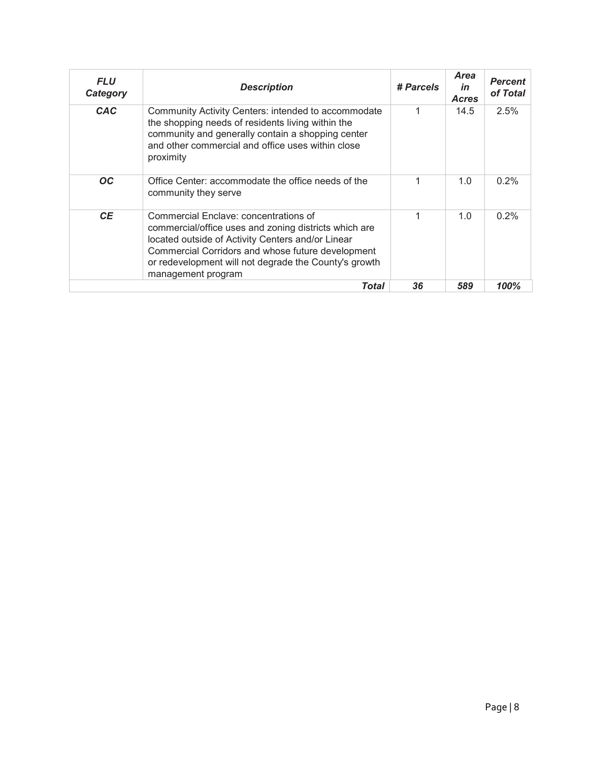| ***FLU Category*** | ***Description*** | ***# Parcels*** | ***Area in Acres*** | ***Percent of Total*** |
|---|---|---|---|---|
| ***CAC*** | Community Activity Centers: intended to accommodate the shopping needs of residents living within the community and generally contain a shopping center and other commercial and office uses within close proximity | 1 | 14.5 | 2.5% |
| ***OC*** | Office Center: accommodate the office needs of the community they serve | 1 | 1.0 | 0.2% |
| ***CE*** | Commercial Enclave: concentrations of commercial/office uses and zoning districts which are located outside of Activity Centers and/or Linear Commercial Corridors and whose future development or redevelopment will not degrade the County's growth management program | 1 | 1.0 | 0.2% |
| | ***Total*** | ***36*** | ***589*** | ***100%*** |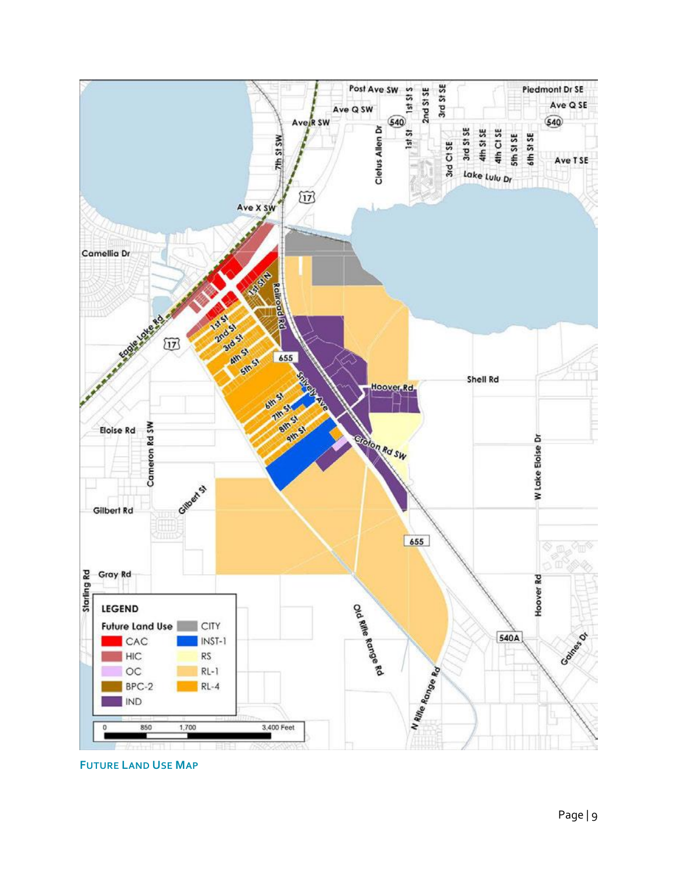FUTURE LAND USE MAP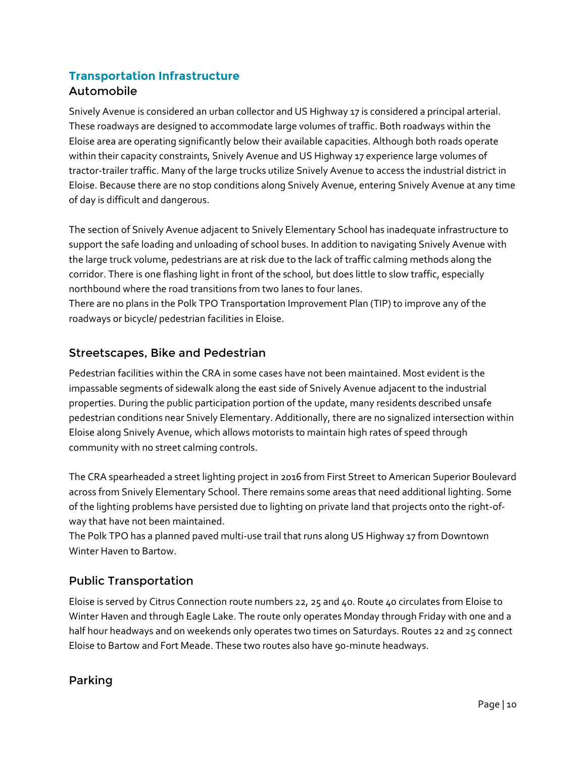## Transportation Infrastructure

### Automobile

Snively Avenue is considered an urban collector and US Highway 17 is considered a principal arterial. These roadways are designed to accommodate large volumes of traffic. Both roadways within the Eloise area are operating significantly below their available capacities. Although both roads operate within their capacity constraints, Snively Avenue and US Highway 17 experience large volumes of tractor-trailer traffic. Many of the large trucks utilize Snively Avenue to access the industrial district in Eloise. Because there are no stop conditions along Snively Avenue, entering Snively Avenue at any time of day is difficult and dangerous.

The section of Snively Avenue adjacent to Snively Elementary School has inadequate infrastructure to support the safe loading and unloading of school buses. In addition to navigating Snively Avenue with the large truck volume, pedestrians are at risk due to the lack of traffic calming methods along the corridor. There is one flashing light in front of the school, but does little to slow traffic, especially northbound where the road transitions from two lanes to four lanes.

There are no plans in the Polk TPO Transportation Improvement Plan (TIP) to improve any of the roadways or bicycle/ pedestrian facilities in Eloise.

### Streetscapes, Bike and Pedestrian

Pedestrian facilities within the CRA in some cases have not been maintained. Most evident is the impassable segments of sidewalk along the east side of Snively Avenue adjacent to the industrial properties. During the public participation portion of the update, many residents described unsafe pedestrian conditions near Snively Elementary. Additionally, there are no signalized intersection within Eloise along Snively Avenue, which allows motorists to maintain high rates of speed through community with no street calming controls.

The CRA spearheaded a street lighting project in 2016 from First Street to American Superior Boulevard across from Snively Elementary School. There remains some areas that need additional lighting. Some of the lighting problems have persisted due to lighting on private land that projects onto the right-of-way that have not been maintained.

The Polk TPO has a planned paved multi-use trail that runs along US Highway 17 from Downtown Winter Haven to Bartow.

### Public Transportation

Eloise is served by Citrus Connection route numbers 22, 25 and 40. Route 40 circulates from Eloise to Winter Haven and through Eagle Lake. The route only operates Monday through Friday with one and a half hour headways and on weekends only operates two times on Saturdays. Routes 22 and 25 connect Eloise to Bartow and Fort Meade. These two routes also have 90-minute headways.

### Parking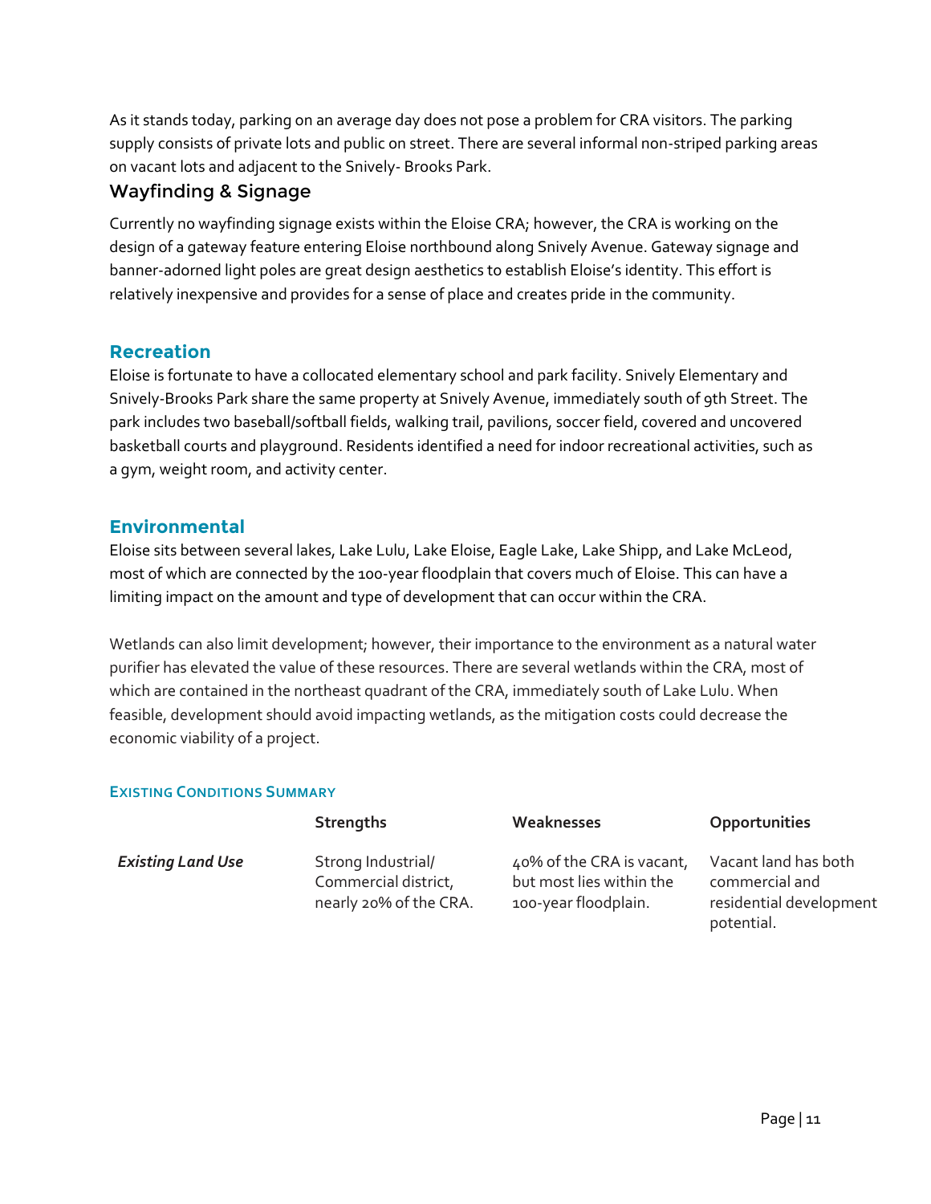As it stands today, parking on an average day does not pose a problem for CRA visitors. The parking supply consists of private lots and public on street. There are several informal non-striped parking areas on vacant lots and adjacent to the Snively- Brooks Park.

### Wayfinding & Signage

Currently no wayfinding signage exists within the Eloise CRA; however, the CRA is working on the design of a gateway feature entering Eloise northbound along Snively Avenue. Gateway signage and banner-adorned light poles are great design aesthetics to establish Eloise's identity. This effort is relatively inexpensive and provides for a sense of place and creates pride in the community.

## Recreation

Eloise is fortunate to have a collocated elementary school and park facility. Snively Elementary and Snively-Brooks Park share the same property at Snively Avenue, immediately south of 9th Street. The park includes two baseball/softball fields, walking trail, pavilions, soccer field, covered and uncovered basketball courts and playground. Residents identified a need for indoor recreational activities, such as a gym, weight room, and activity center.

## Environmental

Eloise sits between several lakes, Lake Lulu, Lake Eloise, Eagle Lake, Lake Shipp, and Lake McLeod, most of which are connected by the 100-year floodplain that covers much of Eloise. This can have a limiting impact on the amount and type of development that can occur within the CRA.

Wetlands can also limit development; however, their importance to the environment as a natural water purifier has elevated the value of these resources. There are several wetlands within the CRA, most of which are contained in the northeast quadrant of the CRA, immediately south of Lake Lulu. When feasible, development should avoid impacting wetlands, as the mitigation costs could decrease the economic viability of a project.

#### Existing Conditions Summary

| | Strengths | Weaknesses | Opportunities |
|---|---|---|---|
| ***Existing Land Use*** | Strong Industrial/ Commercial district, nearly 20% of the CRA. | 40% of the CRA is vacant, but most lies within the 100-year floodplain. | Vacant land has both commercial and residential development potential. |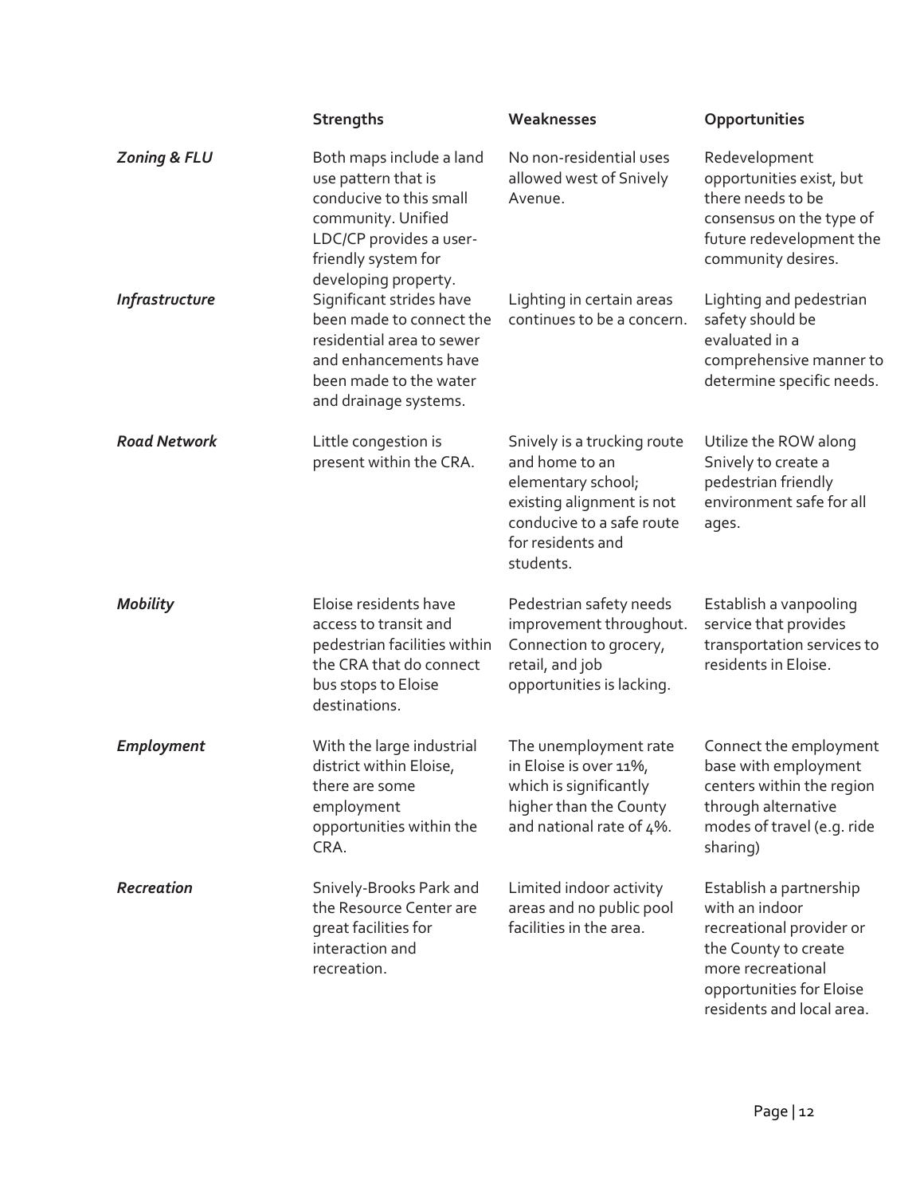| | Strengths | Weaknesses | Opportunities |
|---|---|---|---|
| ***Zoning & FLU*** | Both maps include a land use pattern that is conducive to this small community. Unified LDC/CP provides a user-friendly system for developing property. | No non-residential uses allowed west of Snively Avenue. | Redevelopment opportunities exist, but there needs to be consensus on the type of future redevelopment the community desires. |
| ***Infrastructure*** | Significant strides have been made to connect the residential area to sewer and enhancements have been made to the water and drainage systems. | Lighting in certain areas continues to be a concern. | Lighting and pedestrian safety should be evaluated in a comprehensive manner to determine specific needs. |
| ***Road Network*** | Little congestion is present within the CRA. | Snively is a trucking route and home to an elementary school; existing alignment is not conducive to a safe route for residents and students. | Utilize the ROW along Snively to create a pedestrian friendly environment safe for all ages. |
| ***Mobility*** | Eloise residents have access to transit and pedestrian facilities within the CRA that do connect bus stops to Eloise destinations. | Pedestrian safety needs improvement throughout. Connection to grocery, retail, and job opportunities is lacking. | Establish a vanpooling service that provides transportation services to residents in Eloise. |
| ***Employment*** | With the large industrial district within Eloise, there are some employment opportunities within the CRA. | The unemployment rate in Eloise is over 11%, which is significantly higher than the County and national rate of 4%. | Connect the employment base with employment centers within the region through alternative modes of travel (e.g. ride sharing) |
| ***Recreation*** | Snively-Brooks Park and the Resource Center are great facilities for interaction and recreation. | Limited indoor activity areas and no public pool facilities in the area. | Establish a partnership with an indoor recreational provider or the County to create more recreational opportunities for Eloise residents and local area. |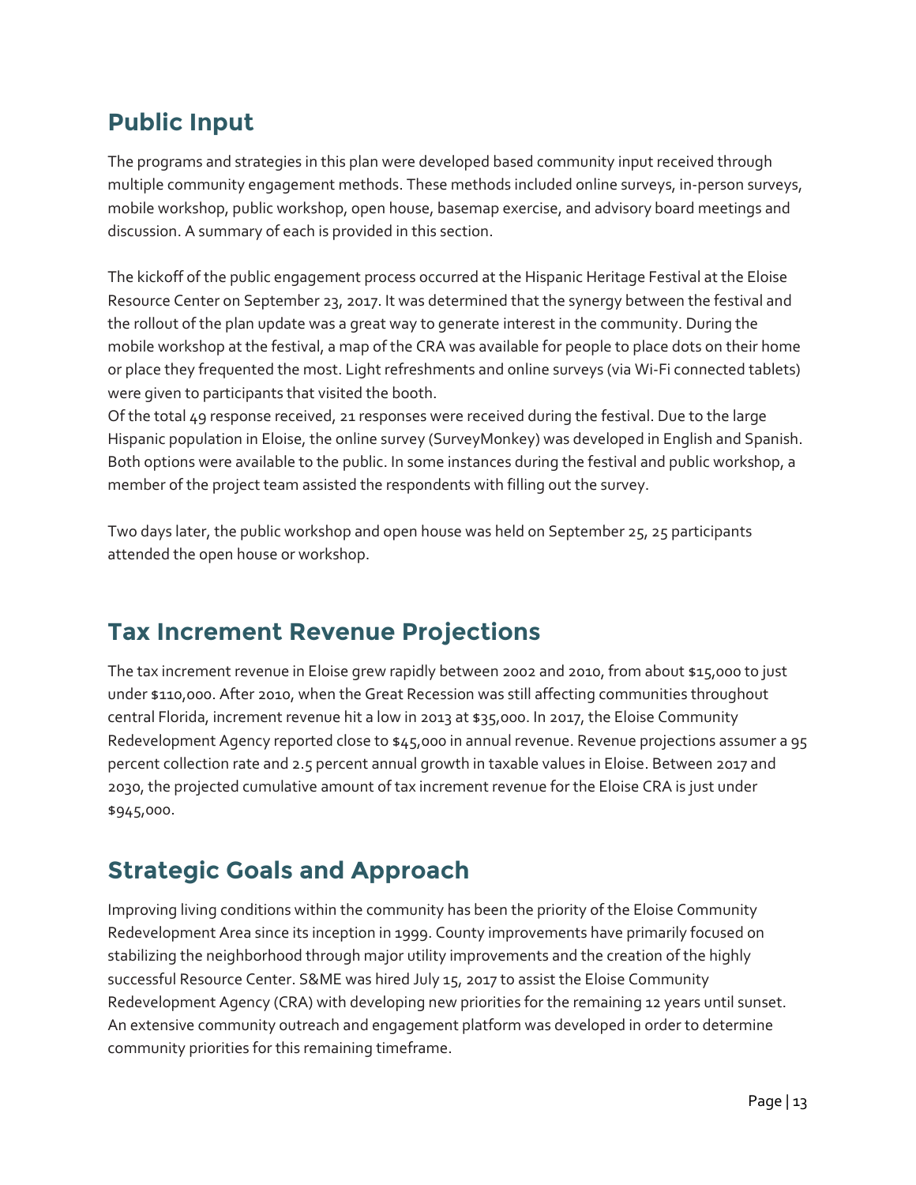## Public Input

The programs and strategies in this plan were developed based community input received through multiple community engagement methods. These methods included online surveys, in-person surveys, mobile workshop, public workshop, open house, basemap exercise, and advisory board meetings and discussion. A summary of each is provided in this section.

The kickoff of the public engagement process occurred at the Hispanic Heritage Festival at the Eloise Resource Center on September 23, 2017. It was determined that the synergy between the festival and the rollout of the plan update was a great way to generate interest in the community. During the mobile workshop at the festival, a map of the CRA was available for people to place dots on their home or place they frequented the most. Light refreshments and online surveys (via Wi-Fi connected tablets) were given to participants that visited the booth.

Of the total 49 response received, 21 responses were received during the festival. Due to the large Hispanic population in Eloise, the online survey (SurveyMonkey) was developed in English and Spanish. Both options were available to the public. In some instances during the festival and public workshop, a member of the project team assisted the respondents with filling out the survey.

Two days later, the public workshop and open house was held on September 25, 25 participants attended the open house or workshop.

## Tax Increment Revenue Projections

The tax increment revenue in Eloise grew rapidly between 2002 and 2010, from about $15,000 to just under $110,000. After 2010, when the Great Recession was still affecting communities throughout central Florida, increment revenue hit a low in 2013 at $35,000. In 2017, the Eloise Community Redevelopment Agency reported close to $45,000 in annual revenue. Revenue projections assumer a 95 percent collection rate and 2.5 percent annual growth in taxable values in Eloise. Between 2017 and 2030, the projected cumulative amount of tax increment revenue for the Eloise CRA is just under $945,000.

## Strategic Goals and Approach

Improving living conditions within the community has been the priority of the Eloise Community Redevelopment Area since its inception in 1999. County improvements have primarily focused on stabilizing the neighborhood through major utility improvements and the creation of the highly successful Resource Center. S&ME was hired July 15, 2017 to assist the Eloise Community Redevelopment Agency (CRA) with developing new priorities for the remaining 12 years until sunset. An extensive community outreach and engagement platform was developed in order to determine community priorities for this remaining timeframe.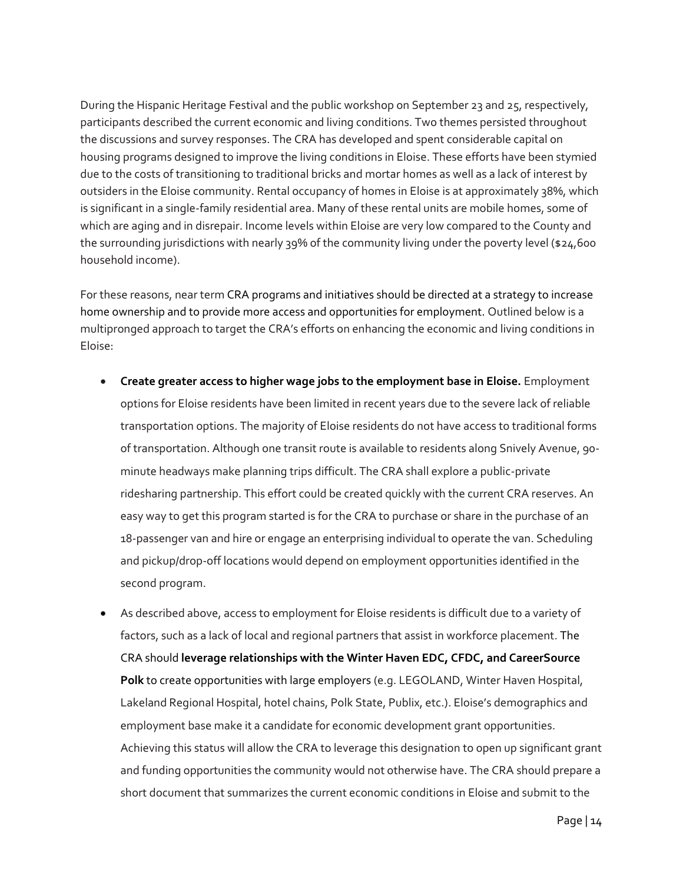During the Hispanic Heritage Festival and the public workshop on September 23 and 25, respectively, participants described the current economic and living conditions. Two themes persisted throughout the discussions and survey responses. The CRA has developed and spent considerable capital on housing programs designed to improve the living conditions in Eloise. These efforts have been stymied due to the costs of transitioning to traditional bricks and mortar homes as well as a lack of interest by outsiders in the Eloise community. Rental occupancy of homes in Eloise is at approximately 38%, which is significant in a single-family residential area. Many of these rental units are mobile homes, some of which are aging and in disrepair. Income levels within Eloise are very low compared to the County and the surrounding jurisdictions with nearly 39% of the community living under the poverty level ($24,600 household income).

For these reasons, near term CRA programs and initiatives should be directed at a strategy to increase home ownership and to provide more access and opportunities for employment. Outlined below is a multipronged approach to target the CRA's efforts on enhancing the economic and living conditions in Eloise:

- **Create greater access to higher wage jobs to the employment base in Eloise.** Employment options for Eloise residents have been limited in recent years due to the severe lack of reliable transportation options. The majority of Eloise residents do not have access to traditional forms of transportation. Although one transit route is available to residents along Snively Avenue, 90-minute headways make planning trips difficult. The CRA shall explore a public-private ridesharing partnership. This effort could be created quickly with the current CRA reserves. An easy way to get this program started is for the CRA to purchase or share in the purchase of an 18-passenger van and hire or engage an enterprising individual to operate the van. Scheduling and pickup/drop-off locations would depend on employment opportunities identified in the second program.
- As described above, access to employment for Eloise residents is difficult due to a variety of factors, such as a lack of local and regional partners that assist in workforce placement. The CRA should **leverage relationships with the Winter Haven EDC, CFDC, and CareerSource Polk** to create opportunities with large employers (e.g. LEGOLAND, Winter Haven Hospital, Lakeland Regional Hospital, hotel chains, Polk State, Publix, etc.). Eloise's demographics and employment base make it a candidate for economic development grant opportunities. Achieving this status will allow the CRA to leverage this designation to open up significant grant and funding opportunities the community would not otherwise have. The CRA should prepare a short document that summarizes the current economic conditions in Eloise and submit to the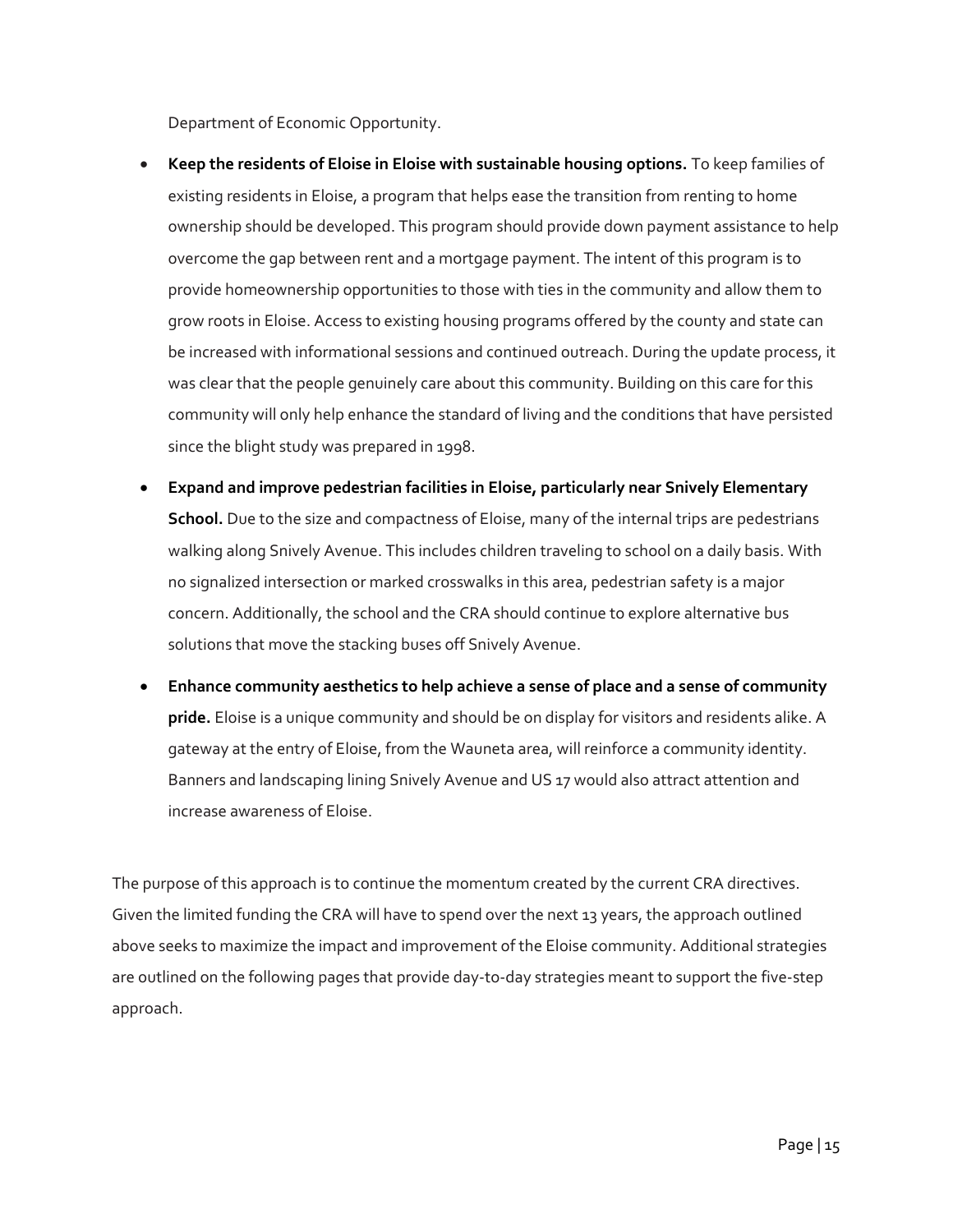Department of Economic Opportunity.

- **Keep the residents of Eloise in Eloise with sustainable housing options.** To keep families of existing residents in Eloise, a program that helps ease the transition from renting to home ownership should be developed. This program should provide down payment assistance to help overcome the gap between rent and a mortgage payment. The intent of this program is to provide homeownership opportunities to those with ties in the community and allow them to grow roots in Eloise. Access to existing housing programs offered by the county and state can be increased with informational sessions and continued outreach. During the update process, it was clear that the people genuinely care about this community. Building on this care for this community will only help enhance the standard of living and the conditions that have persisted since the blight study was prepared in 1998.
- **Expand and improve pedestrian facilities in Eloise, particularly near Snively Elementary School.** Due to the size and compactness of Eloise, many of the internal trips are pedestrians walking along Snively Avenue. This includes children traveling to school on a daily basis. With no signalized intersection or marked crosswalks in this area, pedestrian safety is a major concern. Additionally, the school and the CRA should continue to explore alternative bus solutions that move the stacking buses off Snively Avenue.
- **Enhance community aesthetics to help achieve a sense of place and a sense of community pride.** Eloise is a unique community and should be on display for visitors and residents alike. A gateway at the entry of Eloise, from the Wauneta area, will reinforce a community identity. Banners and landscaping lining Snively Avenue and US 17 would also attract attention and increase awareness of Eloise.

The purpose of this approach is to continue the momentum created by the current CRA directives. Given the limited funding the CRA will have to spend over the next 13 years, the approach outlined above seeks to maximize the impact and improvement of the Eloise community. Additional strategies are outlined on the following pages that provide day-to-day strategies meant to support the five-step approach.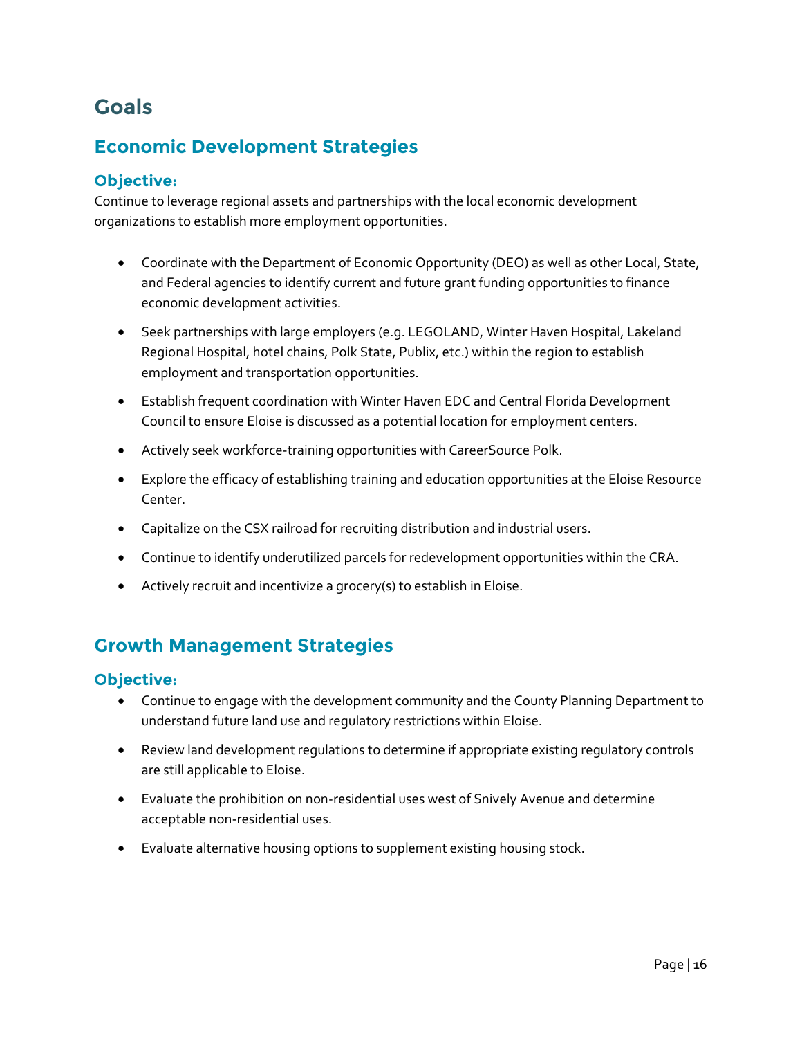# Goals

## Economic Development Strategies

### Objective:

Continue to leverage regional assets and partnerships with the local economic development organizations to establish more employment opportunities.

- Coordinate with the Department of Economic Opportunity (DEO) as well as other Local, State, and Federal agencies to identify current and future grant funding opportunities to finance economic development activities.
- Seek partnerships with large employers (e.g. LEGOLAND, Winter Haven Hospital, Lakeland Regional Hospital, hotel chains, Polk State, Publix, etc.) within the region to establish employment and transportation opportunities.
- Establish frequent coordination with Winter Haven EDC and Central Florida Development Council to ensure Eloise is discussed as a potential location for employment centers.
- Actively seek workforce-training opportunities with CareerSource Polk.
- Explore the efficacy of establishing training and education opportunities at the Eloise Resource Center.
- Capitalize on the CSX railroad for recruiting distribution and industrial users.
- Continue to identify underutilized parcels for redevelopment opportunities within the CRA.
- Actively recruit and incentivize a grocery(s) to establish in Eloise.

## Growth Management Strategies

### Objective:

- Continue to engage with the development community and the County Planning Department to understand future land use and regulatory restrictions within Eloise.
- Review land development regulations to determine if appropriate existing regulatory controls are still applicable to Eloise.
- Evaluate the prohibition on non-residential uses west of Snively Avenue and determine acceptable non-residential uses.
- Evaluate alternative housing options to supplement existing housing stock.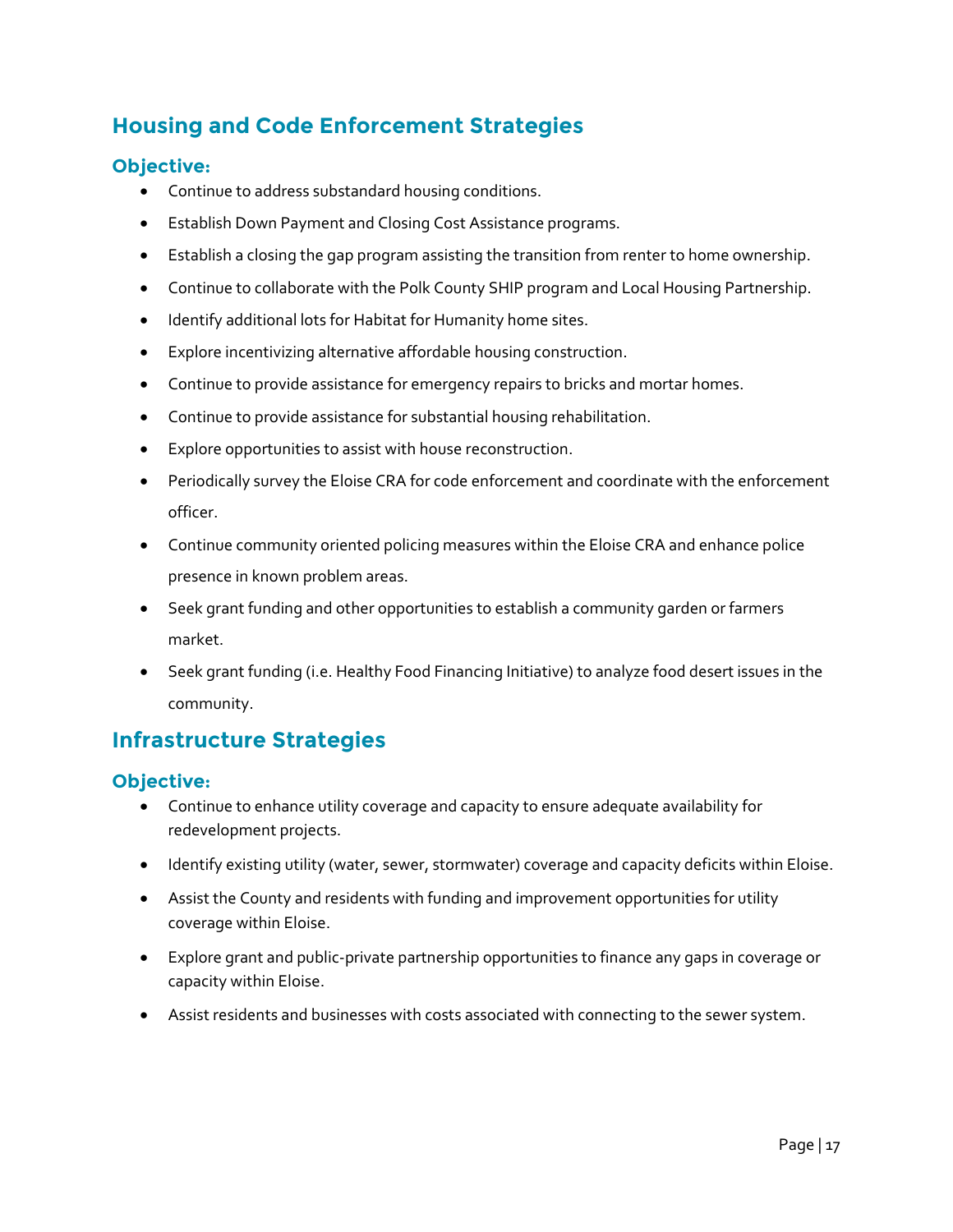## Housing and Code Enforcement Strategies

### Objective:

- Continue to address substandard housing conditions.
- Establish Down Payment and Closing Cost Assistance programs.
- Establish a closing the gap program assisting the transition from renter to home ownership.
- Continue to collaborate with the Polk County SHIP program and Local Housing Partnership.
- Identify additional lots for Habitat for Humanity home sites.
- Explore incentivizing alternative affordable housing construction.
- Continue to provide assistance for emergency repairs to bricks and mortar homes.
- Continue to provide assistance for substantial housing rehabilitation.
- Explore opportunities to assist with house reconstruction.
- Periodically survey the Eloise CRA for code enforcement and coordinate with the enforcement officer.
- Continue community oriented policing measures within the Eloise CRA and enhance police presence in known problem areas.
- Seek grant funding and other opportunities to establish a community garden or farmers market.
- Seek grant funding (i.e. Healthy Food Financing Initiative) to analyze food desert issues in the community.

## Infrastructure Strategies

### Objective:

- Continue to enhance utility coverage and capacity to ensure adequate availability for redevelopment projects.
- Identify existing utility (water, sewer, stormwater) coverage and capacity deficits within Eloise.
- Assist the County and residents with funding and improvement opportunities for utility coverage within Eloise.
- Explore grant and public-private partnership opportunities to finance any gaps in coverage or capacity within Eloise.
- Assist residents and businesses with costs associated with connecting to the sewer system.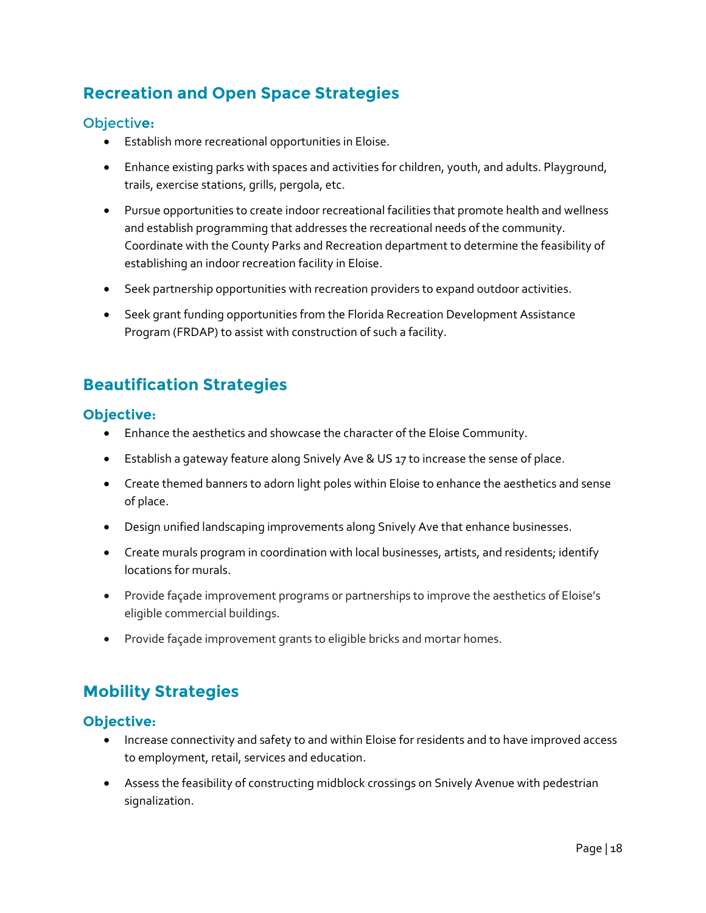## Recreation and Open Space Strategies

### Objective:

- Establish more recreational opportunities in Eloise.
- Enhance existing parks with spaces and activities for children, youth, and adults. Playground, trails, exercise stations, grills, pergola, etc.
- Pursue opportunities to create indoor recreational facilities that promote health and wellness and establish programming that addresses the recreational needs of the community. Coordinate with the County Parks and Recreation department to determine the feasibility of establishing an indoor recreation facility in Eloise.
- Seek partnership opportunities with recreation providers to expand outdoor activities.
- Seek grant funding opportunities from the Florida Recreation Development Assistance Program (FRDAP) to assist with construction of such a facility.

## Beautification Strategies

### Objective:

- Enhance the aesthetics and showcase the character of the Eloise Community.
- Establish a gateway feature along Snively Ave & US 17 to increase the sense of place.
- Create themed banners to adorn light poles within Eloise to enhance the aesthetics and sense of place.
- Design unified landscaping improvements along Snively Ave that enhance businesses.
- Create murals program in coordination with local businesses, artists, and residents; identify locations for murals.
- Provide façade improvement programs or partnerships to improve the aesthetics of Eloise's eligible commercial buildings.
- Provide façade improvement grants to eligible bricks and mortar homes.

## Mobility Strategies

### Objective:

- Increase connectivity and safety to and within Eloise for residents and to have improved access to employment, retail, services and education.
- Assess the feasibility of constructing midblock crossings on Snively Avenue with pedestrian signalization.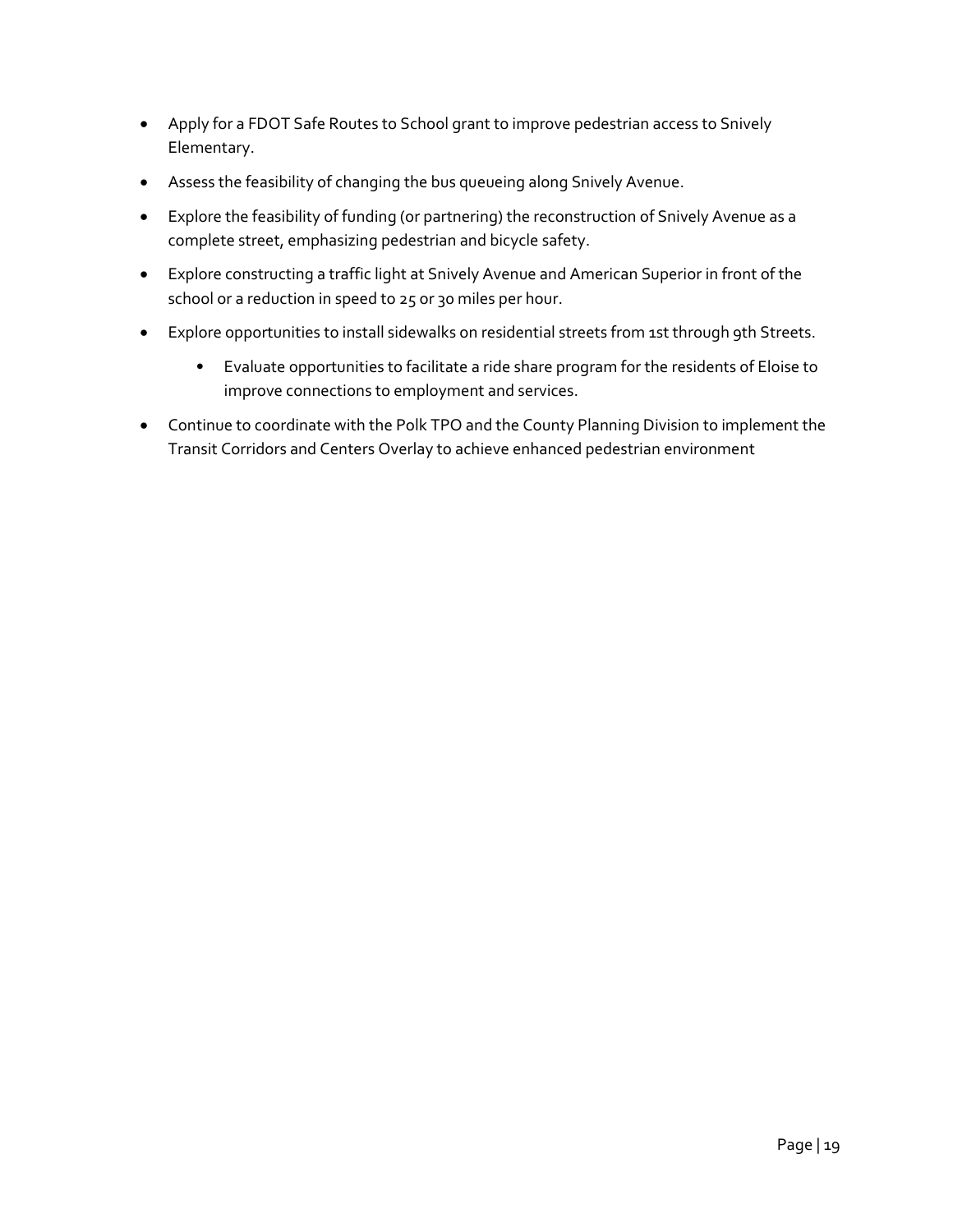- Apply for a FDOT Safe Routes to School grant to improve pedestrian access to Snively Elementary.
- Assess the feasibility of changing the bus queueing along Snively Avenue.
- Explore the feasibility of funding (or partnering) the reconstruction of Snively Avenue as a complete street, emphasizing pedestrian and bicycle safety.
- Explore constructing a traffic light at Snively Avenue and American Superior in front of the school or a reduction in speed to 25 or 30 miles per hour.
- Explore opportunities to install sidewalks on residential streets from 1st through 9th Streets.
    - Evaluate opportunities to facilitate a ride share program for the residents of Eloise to improve connections to employment and services.
- Continue to coordinate with the Polk TPO and the County Planning Division to implement the Transit Corridors and Centers Overlay to achieve enhanced pedestrian environment